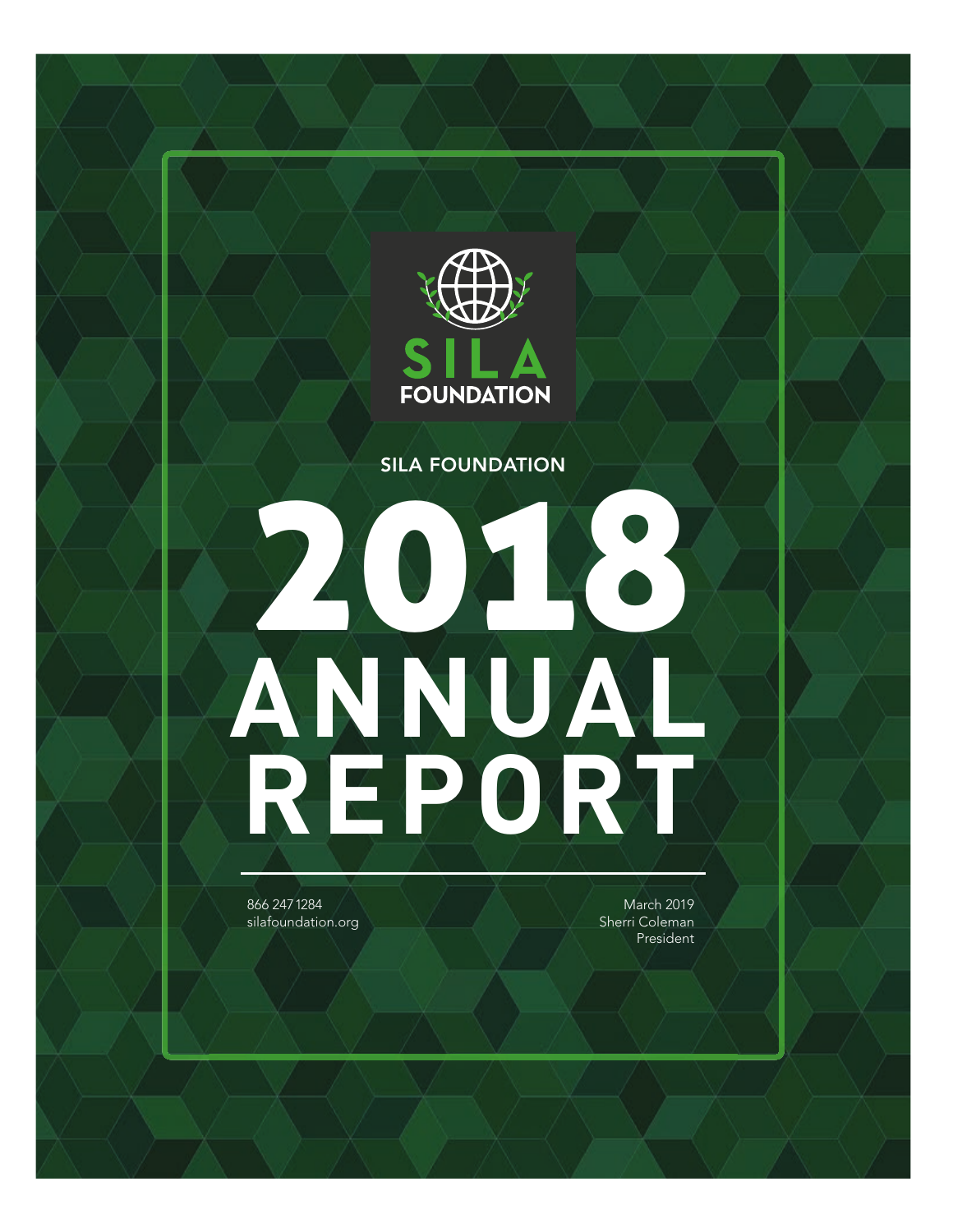SILA FOUNDATION

SILA FOUNDATION

# 2018 ANNUAL REPORT

866 247 1284
silafoundation.org

March 2019
Sherri Coleman
President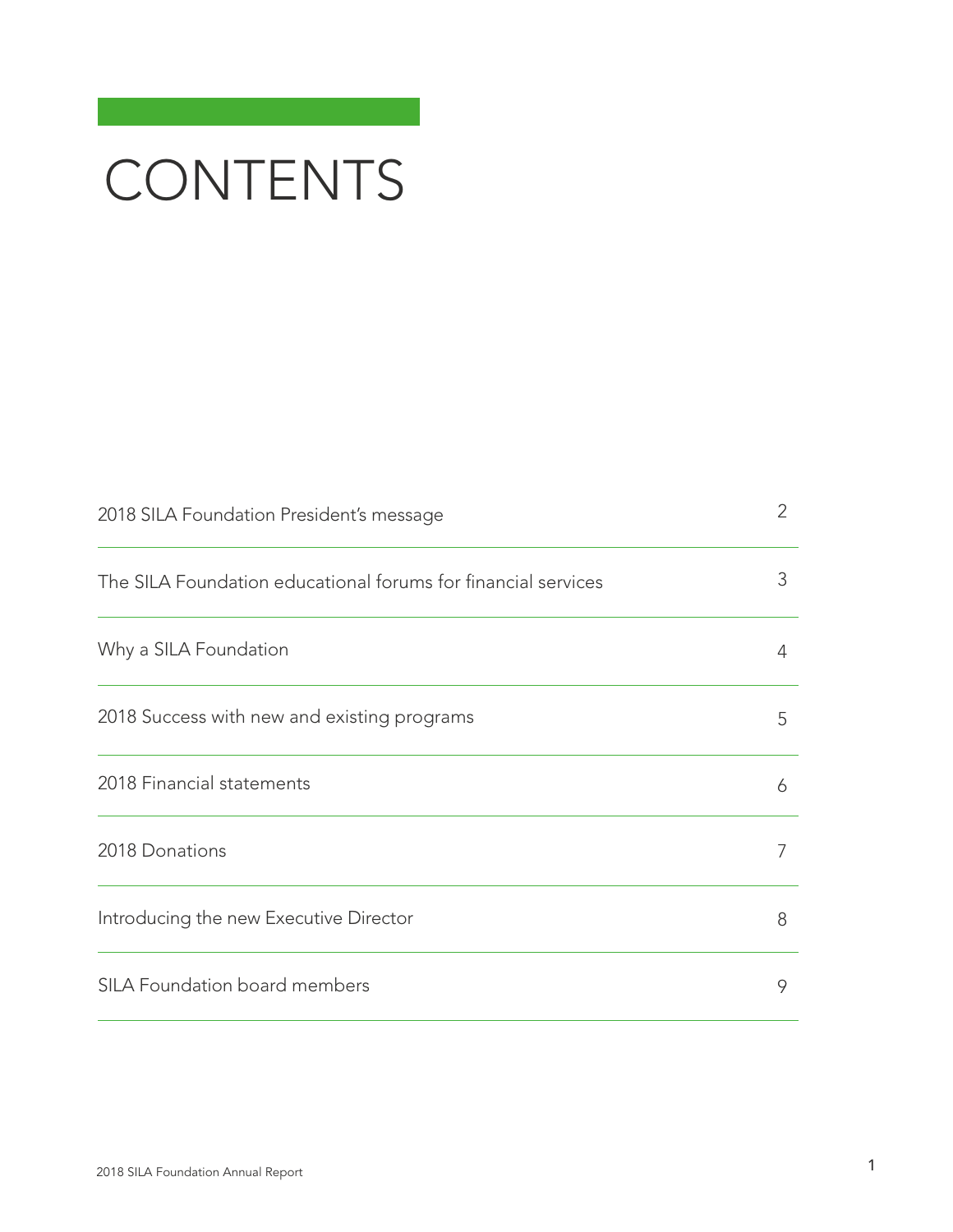# CONTENTS

| | |
|---|---|
| 2018 SILA Foundation President's message | 2 |
| The SILA Foundation educational forums for financial services | 3 |
| Why a SILA Foundation | 4 |
| 2018 Success with new and existing programs | 5 |
| 2018 Financial statements | 6 |
| 2018 Donations | 7 |
| Introducing the new Executive Director | 8 |
| SILA Foundation board members | 9 |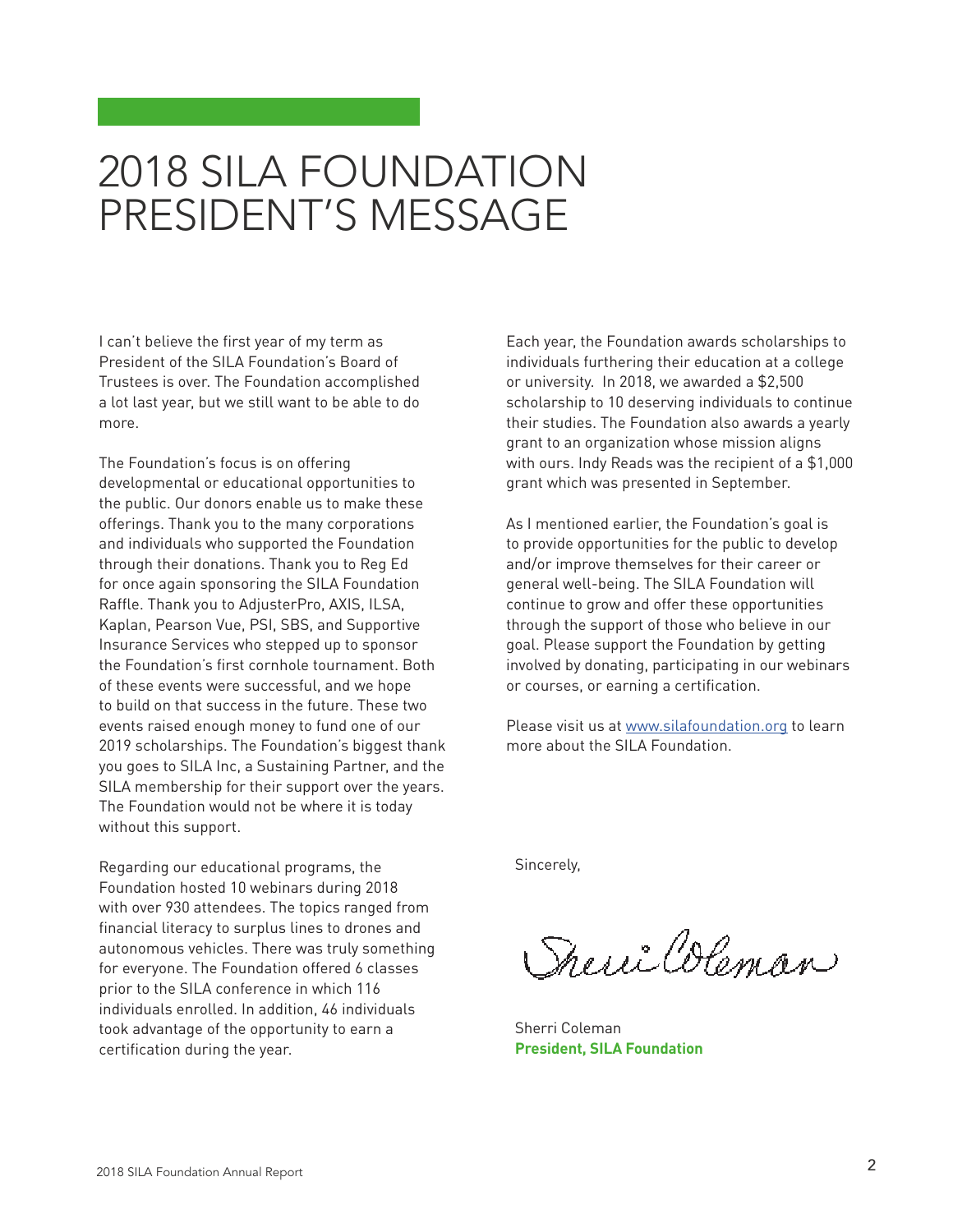# 2018 SILA FOUNDATION PRESIDENT'S MESSAGE

I can't believe the first year of my term as President of the SILA Foundation's Board of Trustees is over. The Foundation accomplished a lot last year, but we still want to be able to do more.

The Foundation's focus is on offering developmental or educational opportunities to the public. Our donors enable us to make these offerings. Thank you to the many corporations and individuals who supported the Foundation through their donations. Thank you to Reg Ed for once again sponsoring the SILA Foundation Raffle. Thank you to AdjusterPro, AXIS, ILSA, Kaplan, Pearson Vue, PSI, SBS, and Supportive Insurance Services who stepped up to sponsor the Foundation's first cornhole tournament. Both of these events were successful, and we hope to build on that success in the future. These two events raised enough money to fund one of our 2019 scholarships. The Foundation's biggest thank you goes to SILA Inc, a Sustaining Partner, and the SILA membership for their support over the years. The Foundation would not be where it is today without this support.

Regarding our educational programs, the Foundation hosted 10 webinars during 2018 with over 930 attendees. The topics ranged from financial literacy to surplus lines to drones and autonomous vehicles. There was truly something for everyone. The Foundation offered 6 classes prior to the SILA conference in which 116 individuals enrolled. In addition, 46 individuals took advantage of the opportunity to earn a certification during the year.

Each year, the Foundation awards scholarships to individuals furthering their education at a college or university. In 2018, we awarded a $2,500 scholarship to 10 deserving individuals to continue their studies. The Foundation also awards a yearly grant to an organization whose mission aligns with ours. Indy Reads was the recipient of a $1,000 grant which was presented in September.

As I mentioned earlier, the Foundation's goal is to provide opportunities for the public to develop and/or improve themselves for their career or general well-being. The SILA Foundation will continue to grow and offer these opportunities through the support of those who believe in our goal. Please support the Foundation by getting involved by donating, participating in our webinars or courses, or earning a certification.

Please visit us at www.silafoundation.org to learn more about the SILA Foundation.

Sincerely,

Sherri Coleman

Sherri Coleman
**President, SILA Foundation**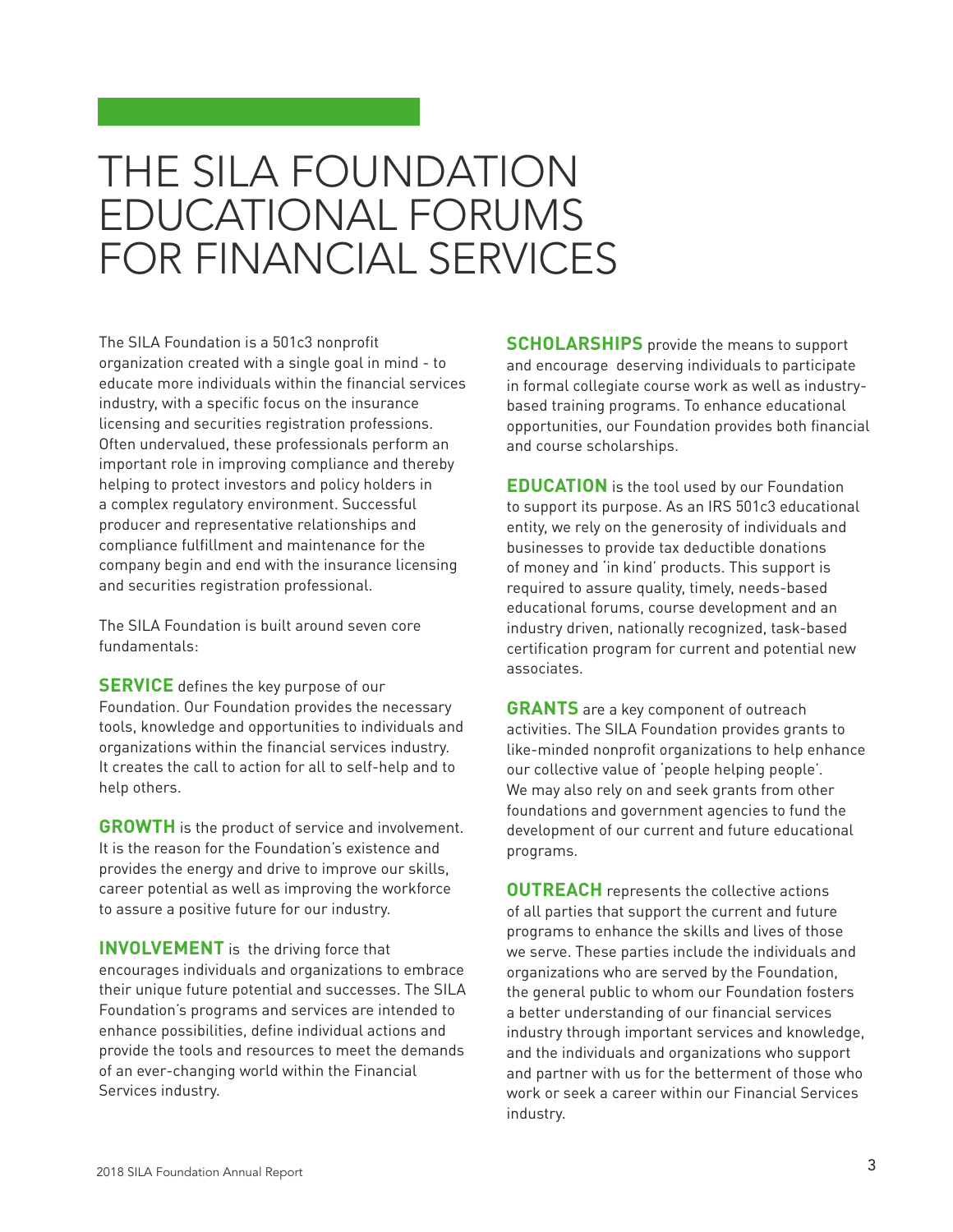# THE SILA FOUNDATION EDUCATIONAL FORUMS FOR FINANCIAL SERVICES

The SILA Foundation is a 501c3 nonprofit organization created with a single goal in mind - to educate more individuals within the financial services industry, with a specific focus on the insurance licensing and securities registration professions. Often undervalued, these professionals perform an important role in improving compliance and thereby helping to protect investors and policy holders in a complex regulatory environment. Successful producer and representative relationships and compliance fulfillment and maintenance for the company begin and end with the insurance licensing and securities registration professional.

The SILA Foundation is built around seven core fundamentals:

**SERVICE** defines the key purpose of our Foundation. Our Foundation provides the necessary tools, knowledge and opportunities to individuals and organizations within the financial services industry. It creates the call to action for all to self-help and to help others.

**GROWTH** is the product of service and involvement. It is the reason for the Foundation's existence and provides the energy and drive to improve our skills, career potential as well as improving the workforce to assure a positive future for our industry.

**INVOLVEMENT** is the driving force that encourages individuals and organizations to embrace their unique future potential and successes. The SILA Foundation's programs and services are intended to enhance possibilities, define individual actions and provide the tools and resources to meet the demands of an ever-changing world within the Financial Services industry.

**SCHOLARSHIPS** provide the means to support and encourage deserving individuals to participate in formal collegiate course work as well as industry-based training programs. To enhance educational opportunities, our Foundation provides both financial and course scholarships.

**EDUCATION** is the tool used by our Foundation to support its purpose. As an IRS 501c3 educational entity, we rely on the generosity of individuals and businesses to provide tax deductible donations of money and 'in kind' products. This support is required to assure quality, timely, needs-based educational forums, course development and an industry driven, nationally recognized, task-based certification program for current and potential new associates.

**GRANTS** are a key component of outreach activities. The SILA Foundation provides grants to like-minded nonprofit organizations to help enhance our collective value of 'people helping people'. We may also rely on and seek grants from other foundations and government agencies to fund the development of our current and future educational programs.

**OUTREACH** represents the collective actions of all parties that support the current and future programs to enhance the skills and lives of those we serve. These parties include the individuals and organizations who are served by the Foundation, the general public to whom our Foundation fosters a better understanding of our financial services industry through important services and knowledge, and the individuals and organizations who support and partner with us for the betterment of those who work or seek a career within our Financial Services industry.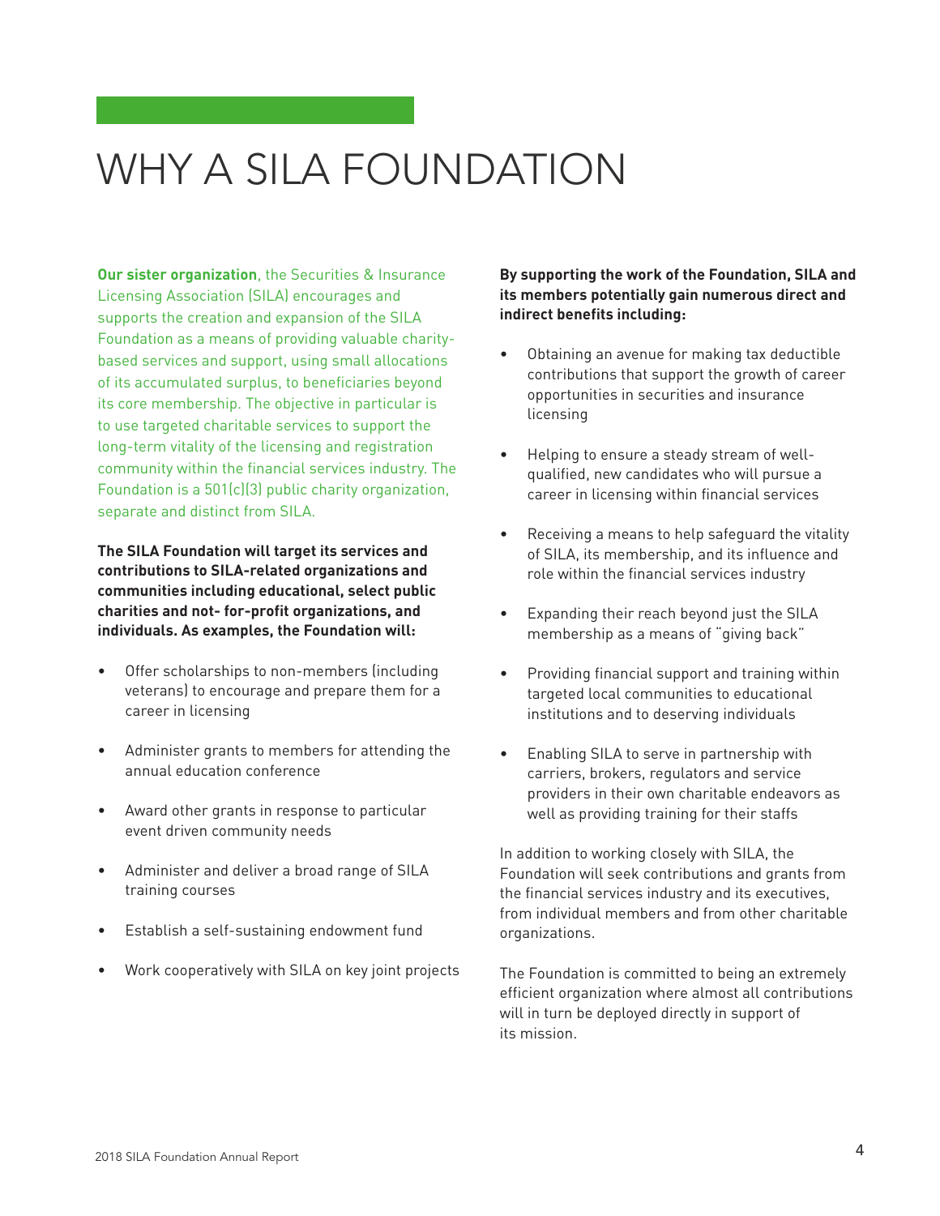# WHY A SILA FOUNDATION

**Our sister organization**, the Securities & Insurance Licensing Association (SILA) encourages and supports the creation and expansion of the SILA Foundation as a means of providing valuable charity-based services and support, using small allocations of its accumulated surplus, to beneficiaries beyond its core membership. The objective in particular is to use targeted charitable services to support the long-term vitality of the licensing and registration community within the financial services industry. The Foundation is a 501(c)(3) public charity organization, separate and distinct from SILA.

**The SILA Foundation will target its services and contributions to SILA-related organizations and communities including educational, select public charities and not- for-profit organizations, and individuals. As examples, the Foundation will:**

- Offer scholarships to non-members (including veterans) to encourage and prepare them for a career in licensing
- Administer grants to members for attending the annual education conference
- Award other grants in response to particular event driven community needs
- Administer and deliver a broad range of SILA training courses
- Establish a self-sustaining endowment fund
- Work cooperatively with SILA on key joint projects

**By supporting the work of the Foundation, SILA and its members potentially gain numerous direct and indirect benefits including:**

- Obtaining an avenue for making tax deductible contributions that support the growth of career opportunities in securities and insurance licensing
- Helping to ensure a steady stream of well-qualified, new candidates who will pursue a career in licensing within financial services
- Receiving a means to help safeguard the vitality of SILA, its membership, and its influence and role within the financial services industry
- Expanding their reach beyond just the SILA membership as a means of "giving back"
- Providing financial support and training within targeted local communities to educational institutions and to deserving individuals
- Enabling SILA to serve in partnership with carriers, brokers, regulators and service providers in their own charitable endeavors as well as providing training for their staffs

In addition to working closely with SILA, the Foundation will seek contributions and grants from the financial services industry and its executives, from individual members and from other charitable organizations.

The Foundation is committed to being an extremely efficient organization where almost all contributions will in turn be deployed directly in support of its mission.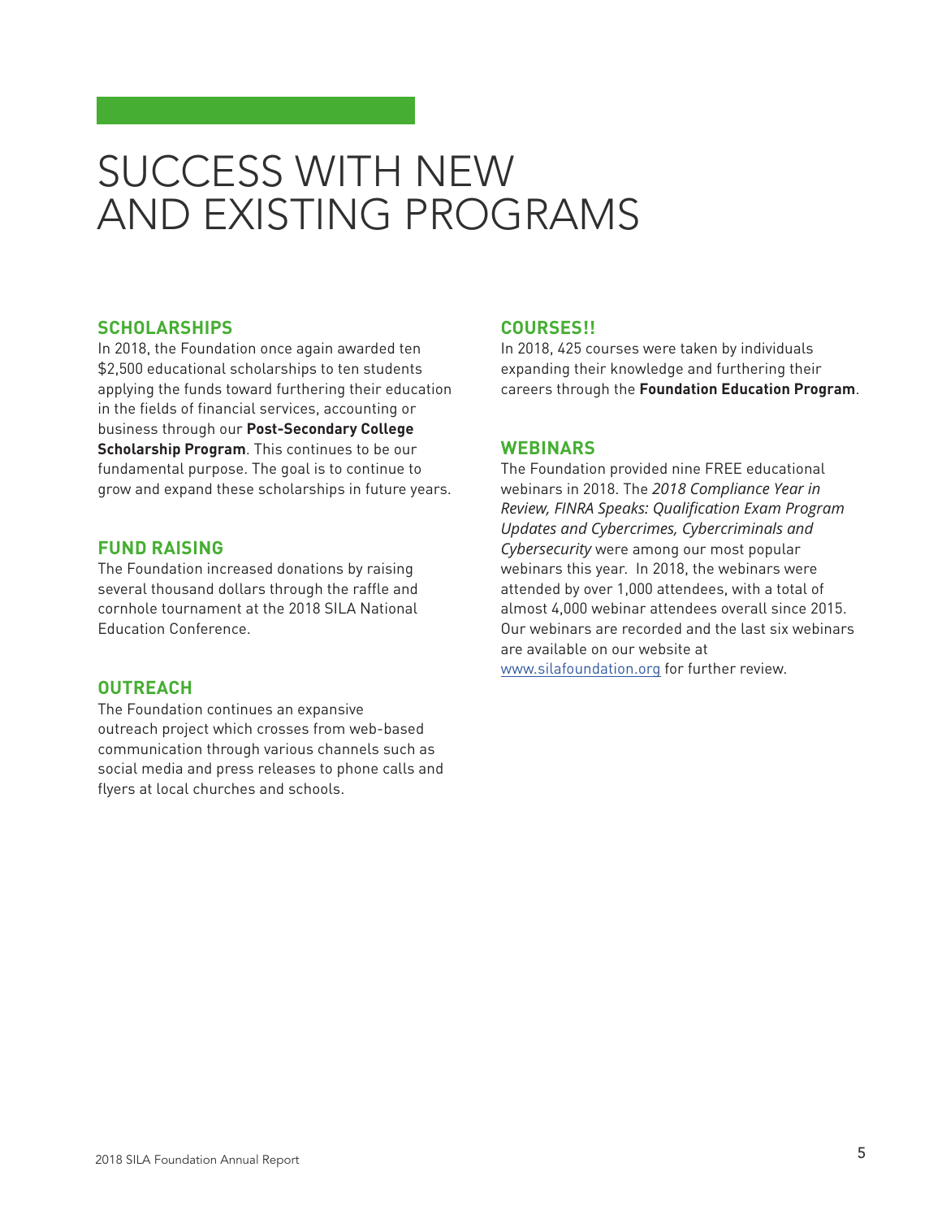# SUCCESS WITH NEW AND EXISTING PROGRAMS

## SCHOLARSHIPS

In 2018, the Foundation once again awarded ten $2,500 educational scholarships to ten students applying the funds toward furthering their education in the fields of financial services, accounting or business through our **Post-Secondary College Scholarship Program**. This continues to be our fundamental purpose. The goal is to continue to grow and expand these scholarships in future years.

## FUND RAISING

The Foundation increased donations by raising several thousand dollars through the raffle and cornhole tournament at the 2018 SILA National Education Conference.

## OUTREACH

The Foundation continues an expansive outreach project which crosses from web-based communication through various channels such as social media and press releases to phone calls and flyers at local churches and schools.

## COURSES!!

In 2018, 425 courses were taken by individuals expanding their knowledge and furthering their careers through the **Foundation Education Program**.

## WEBINARS

The Foundation provided nine FREE educational webinars in 2018. The *2018 Compliance Year in Review, FINRA Speaks: Qualification Exam Program Updates and Cybercrimes, Cybercriminals and Cybersecurity* were among our most popular webinars this year. In 2018, the webinars were attended by over 1,000 attendees, with a total of almost 4,000 webinar attendees overall since 2015. Our webinars are recorded and the last six webinars are available on our website at www.silafoundation.org for further review.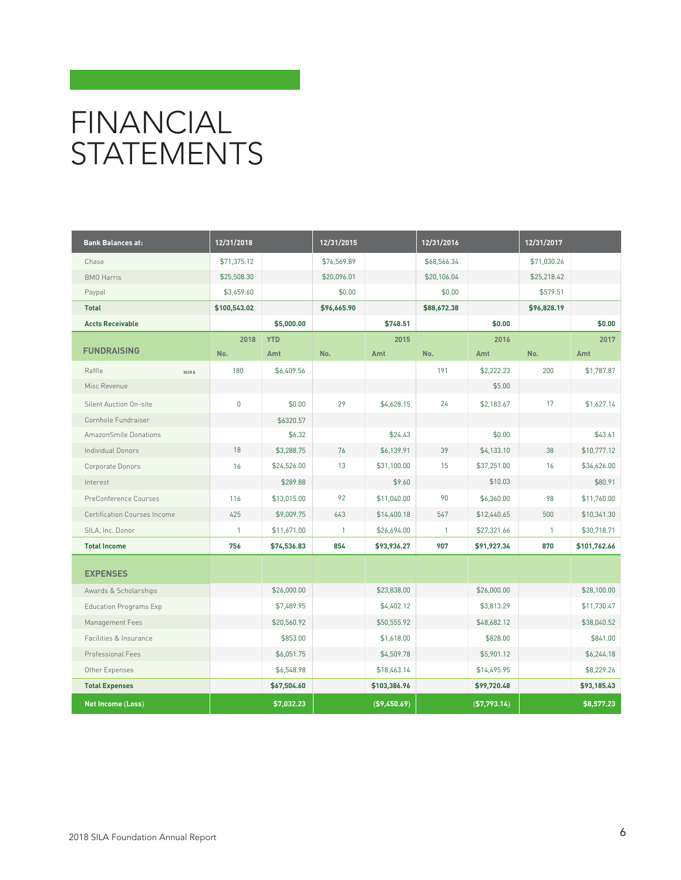# FINANCIAL STATEMENTS

| Bank Balances at: | 12/31/2018 | | 12/31/2015 | | 12/31/2016 | | 12/31/2017 | |
|---|---|---|---|---|---|---|---|---|
| Chase | $71,375.12 | | $76,569.89 | | $68,566.34 | | $71,030.26 | |
| BMO Harris | $25,508.30 | | $20,096.01 | | $20,106.04 | | $25,218.42 | |
| Paypal | $3,659.60 | | $0.00 | | $0.00 | | $579.51 | |
| **Total** | **$100,543.02** | | **$96,665.90** | | **$88,672.38** | | **$96,828.19** | |
| **Accts Receivable** | | **$5,000.00** | | **$748.51** | | **$0.00** | | **$0.00** |
| **FUNDRAISING** | 2018 | YTD | | 2015 | | 2016 | | 2017 |
| | No. | Amt | No. | Amt | No. | Amt | No. | Amt |
| Raffle 3659.6 | 180 | $6,409.56 | | | 191 | $2,222.23 | 200 | $1,787.87 |
| Misc Revenue | | | | | | $5.00 | | |
| Silent Auction On-site | 0 | $0.00 | 29 | $4,628.15 | 24 | $2,183.67 | 17 | $1,627.14 |
| Cornhole Fundraiser | | $6320.57 | | | | | | |
| AmazonSmile Donations | | $6.32 | | $24.43 | | $0.00 | | $43.61 |
| Individual Donors | 18 | $3,288.75 | 76 | $6,139.91 | 39 | $4,133.10 | 38 | $10,777.12 |
| Corporate Donors | 16 | $24,526.00 | 13 | $31,100.00 | 15 | $37,251.00 | 16 | $34,626.00 |
| Interest | | $289.88 | | $9.60 | | $10.03 | | $80.91 |
| PreConference Courses | 116 | $13,015.00 | 92 | $11,040.00 | 90 | $6,360.00 | 98 | $11,760.00 |
| Certification Courses Income | 425 | $9,009.75 | 643 | $14,400.18 | 547 | $12,440.65 | 500 | $10,341.30 |
| SILA, Inc. Donor | 1 | $11,671.00 | 1 | $26,694.00 | 1 | $27,321.66 | 1 | $30,718.71 |
| **Total Income** | **756** | **$74,536.83** | **854** | **$93,936.27** | **907** | **$91,927.34** | **870** | **$101,762.66** |
| **EXPENSES** | | | | | | | | |
| Awards & Scholarships | | $26,000.00 | | $23,838.00 | | $26,000.00 | | $28,100.00 |
| Education Programs Exp | | $7,489.95 | | $4,402.12 | | $3,813.29 | | $11,730.47 |
| Management Fees | | $20,560.92 | | $50,555.92 | | $48,682.12 | | $38,040.52 |
| Facilities & Insurance | | $853.00 | | $1,618.00 | | $828.00 | | $841.00 |
| Professional Fees | | $6,051.75 | | $4,509.78 | | $5,901.12 | | $6,244.18 |
| Other Expenses | | $6,548.98 | | $18,463.14 | | $14,495.95 | | $8,229.26 |
| **Total Expenses** | | **$67,504.60** | | **$103,386.96** | | **$99,720.48** | | **$93,185.43** |
| **Net Income (Loss)** | | **$7,032.23** | | **($9,450.69)** | | **($7,793.14)** | | **$8,577.23** |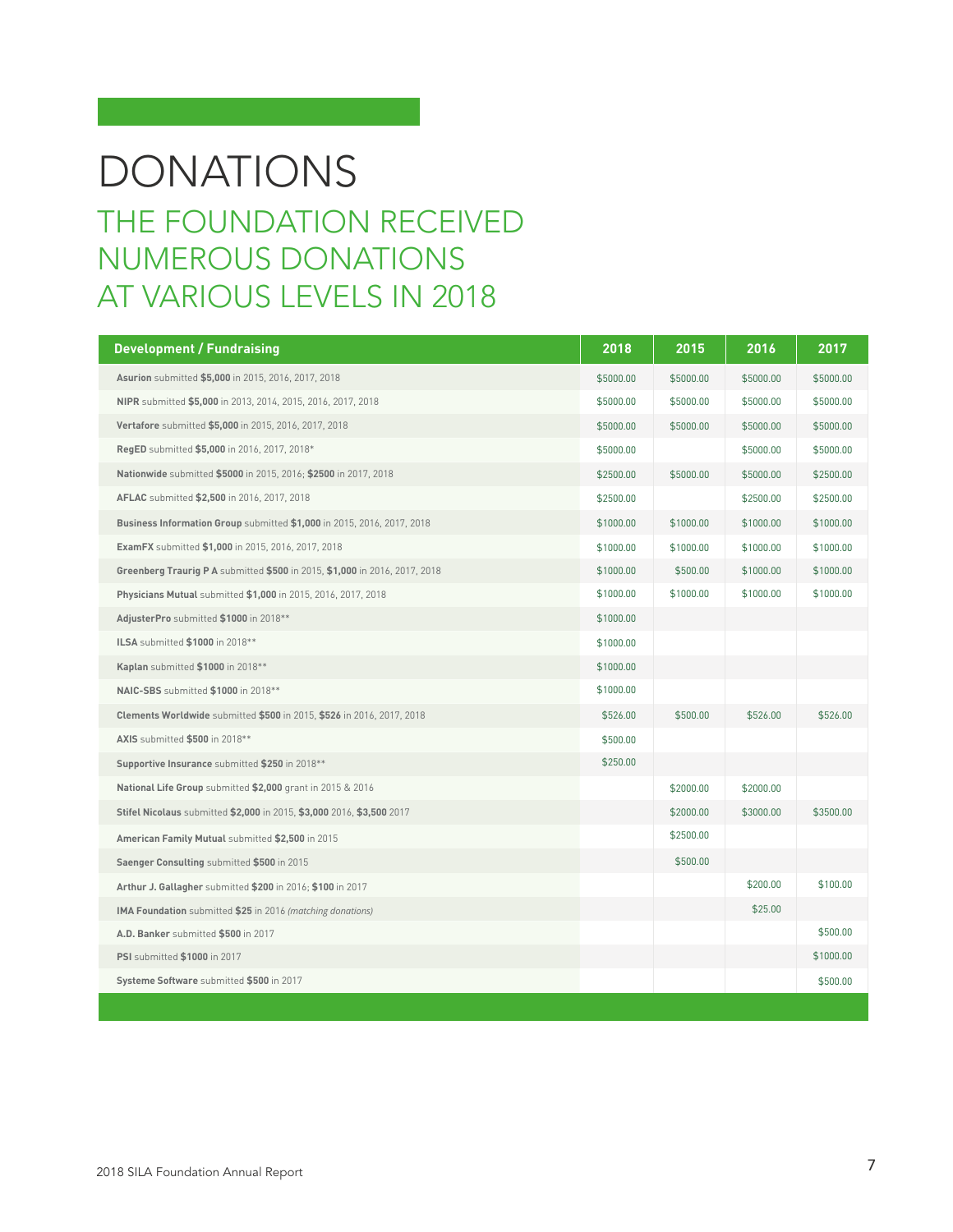# DONATIONS

## THE FOUNDATION RECEIVED NUMEROUS DONATIONS AT VARIOUS LEVELS IN 2018

| Development / Fundraising | 2018 | 2015 | 2016 | 2017 |
|---|---|---|---|---|
| **Asurion** submitted **$5,000** in 2015, 2016, 2017, 2018 | $5000.00 | $5000.00 | $5000.00 | $5000.00 |
| **NIPR** submitted **$5,000** in 2013, 2014, 2015, 2016, 2017, 2018 | $5000.00 | $5000.00 | $5000.00 | $5000.00 |
| **Vertafore** submitted **$5,000** in 2015, 2016, 2017, 2018 | $5000.00 | $5000.00 | $5000.00 | $5000.00 |
| **RegED** submitted **$5,000** in 2016, 2017, 2018* | $5000.00 | | $5000.00 | $5000.00 |
| **Nationwide** submitted **$5000** in 2015, 2016; **$2500** in 2017, 2018 | $2500.00 | $5000.00 | $5000.00 | $2500.00 |
| **AFLAC** submitted **$2,500** in 2016, 2017, 2018 | $2500.00 | | $2500.00 | $2500.00 |
| **Business Information Group** submitted **$1,000** in 2015, 2016, 2017, 2018 | $1000.00 | $1000.00 | $1000.00 | $1000.00 |
| **ExamFX** submitted **$1,000** in 2015, 2016, 2017, 2018 | $1000.00 | $1000.00 | $1000.00 | $1000.00 |
| **Greenberg Traurig P A** submitted **$500** in 2015, **$1,000** in 2016, 2017, 2018 | $1000.00 | $500.00 | $1000.00 | $1000.00 |
| **Physicians Mutual** submitted **$1,000** in 2015, 2016, 2017, 2018 | $1000.00 | $1000.00 | $1000.00 | $1000.00 |
| **AdjusterPro** submitted **$1000** in 2018** | $1000.00 | | | |
| **ILSA** submitted **$1000** in 2018** | $1000.00 | | | |
| **Kaplan** submitted **$1000** in 2018** | $1000.00 | | | |
| **NAIC-SBS** submitted **$1000** in 2018** | $1000.00 | | | |
| **Clements Worldwide** submitted **$500** in 2015, **$526** in 2016, 2017, 2018 | $526.00 | $500.00 | $526.00 | $526.00 |
| **AXIS** submitted **$500** in 2018** | $500.00 | | | |
| **Supportive Insurance** submitted **$250** in 2018** | $250.00 | | | |
| **National Life Group** submitted **$2,000** grant in 2015 & 2016 | | $2000.00 | $2000.00 | |
| **Stifel Nicolaus** submitted **$2,000** in 2015, **$3,000** 2016, **$3,500** 2017 | | $2000.00 | $3000.00 | $3500.00 |
| **American Family Mutual** submitted **$2,500** in 2015 | | $2500.00 | | |
| **Saenger Consulting** submitted **$500** in 2015 | | $500.00 | | |
| **Arthur J. Gallagher** submitted **$200** in 2016; **$100** in 2017 | | | $200.00 | $100.00 |
| **IMA Foundation** submitted **$25** in 2016 *(matching donations)* | | | $25.00 | |
| **A.D. Banker** submitted **$500** in 2017 | | | | $500.00 |
| **PSI** submitted **$1000** in 2017 | | | | $1000.00 |
| **Systeme Software** submitted **$500** in 2017 | | | | $500.00 |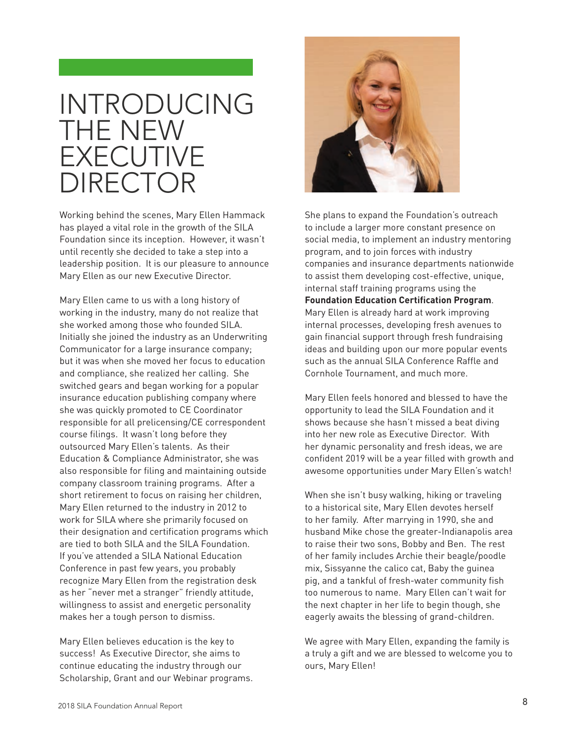# INTRODUCING THE NEW EXECUTIVE DIRECTOR

Working behind the scenes, Mary Ellen Hammack has played a vital role in the growth of the SILA Foundation since its inception. However, it wasn't until recently she decided to take a step into a leadership position. It is our pleasure to announce Mary Ellen as our new Executive Director.

Mary Ellen came to us with a long history of working in the industry, many do not realize that she worked among those who founded SILA. Initially she joined the industry as an Underwriting Communicator for a large insurance company; but it was when she moved her focus to education and compliance, she realized her calling. She switched gears and began working for a popular insurance education publishing company where she was quickly promoted to CE Coordinator responsible for all prelicensing/CE correspondent course filings. It wasn't long before they outsourced Mary Ellen's talents. As their Education & Compliance Administrator, she was also responsible for filing and maintaining outside company classroom training programs. After a short retirement to focus on raising her children, Mary Ellen returned to the industry in 2012 to work for SILA where she primarily focused on their designation and certification programs which are tied to both SILA and the SILA Foundation. If you've attended a SILA National Education Conference in past few years, you probably recognize Mary Ellen from the registration desk as her "never met a stranger" friendly attitude, willingness to assist and energetic personality makes her a tough person to dismiss.

Mary Ellen believes education is the key to success! As Executive Director, she aims to continue educating the industry through our Scholarship, Grant and our Webinar programs. She plans to expand the Foundation's outreach to include a larger more constant presence on social media, to implement an industry mentoring program, and to join forces with industry companies and insurance departments nationwide to assist them developing cost-effective, unique, internal staff training programs using the **Foundation Education Certification Program**. Mary Ellen is already hard at work improving internal processes, developing fresh avenues to gain financial support through fresh fundraising ideas and building upon our more popular events such as the annual SILA Conference Raffle and Cornhole Tournament, and much more.

Mary Ellen feels honored and blessed to have the opportunity to lead the SILA Foundation and it shows because she hasn't missed a beat diving into her new role as Executive Director. With her dynamic personality and fresh ideas, we are confident 2019 will be a year filled with growth and awesome opportunities under Mary Ellen's watch!

When she isn't busy walking, hiking or traveling to a historical site, Mary Ellen devotes herself to her family. After marrying in 1990, she and husband Mike chose the greater-Indianapolis area to raise their two sons, Bobby and Ben. The rest of her family includes Archie their beagle/poodle mix, Sissyanne the calico cat, Baby the guinea pig, and a tankful of fresh-water community fish too numerous to name. Mary Ellen can't wait for the next chapter in her life to begin though, she eagerly awaits the blessing of grand-children.

We agree with Mary Ellen, expanding the family is a truly a gift and we are blessed to welcome you to ours, Mary Ellen!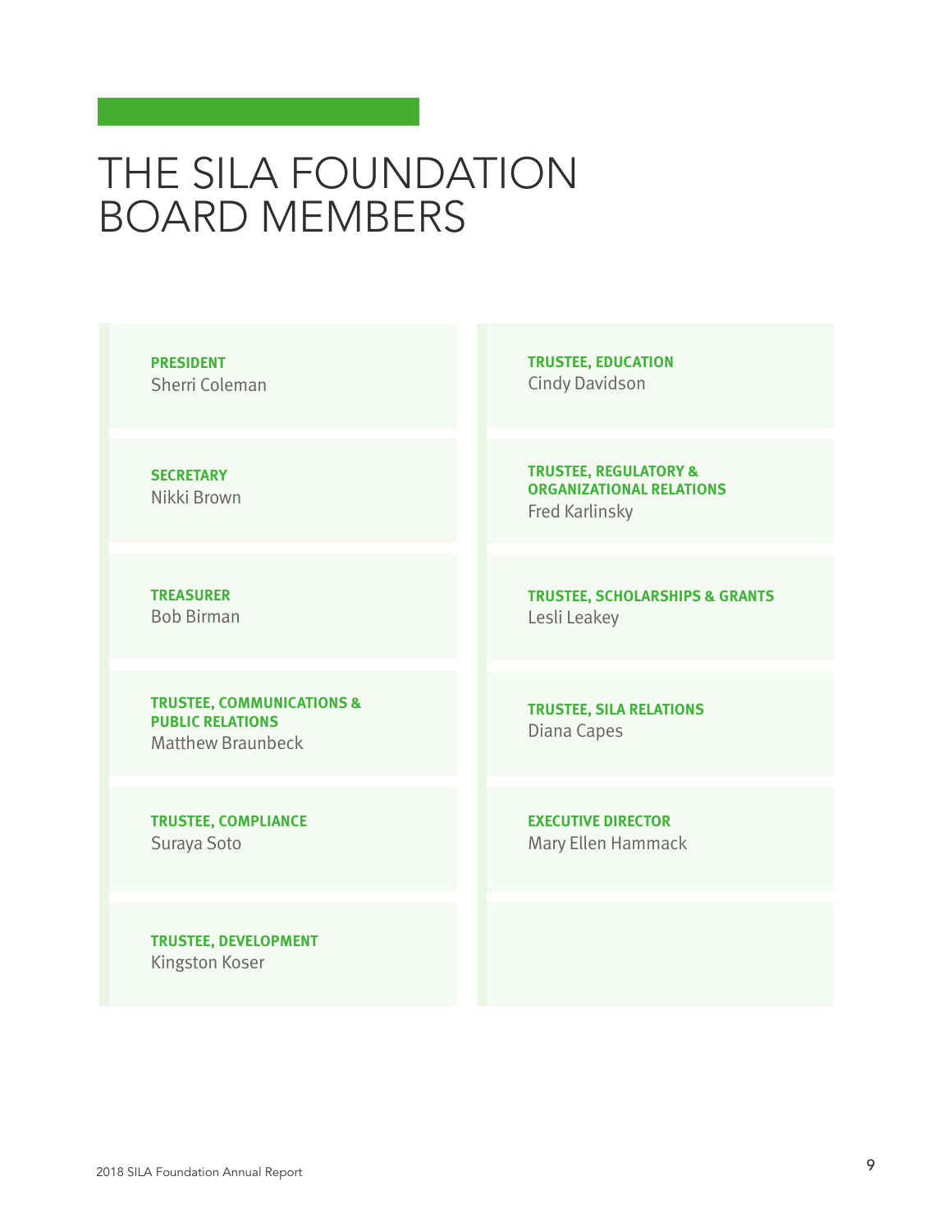# THE SILA FOUNDATION BOARD MEMBERS

**PRESIDENT**
Sherri Coleman

**SECRETARY**
Nikki Brown

**TREASURER**
Bob Birman

**TRUSTEE, COMMUNICATIONS & PUBLIC RELATIONS**
Matthew Braunbeck

**TRUSTEE, COMPLIANCE**
Suraya Soto

**TRUSTEE, DEVELOPMENT**
Kingston Koser

**TRUSTEE, EDUCATION**
Cindy Davidson

**TRUSTEE, REGULATORY & ORGANIZATIONAL RELATIONS**
Fred Karlinsky

**TRUSTEE, SCHOLARSHIPS & GRANTS**
Lesli Leakey

**TRUSTEE, SILA RELATIONS**
Diana Capes

**EXECUTIVE DIRECTOR**
Mary Ellen Hammack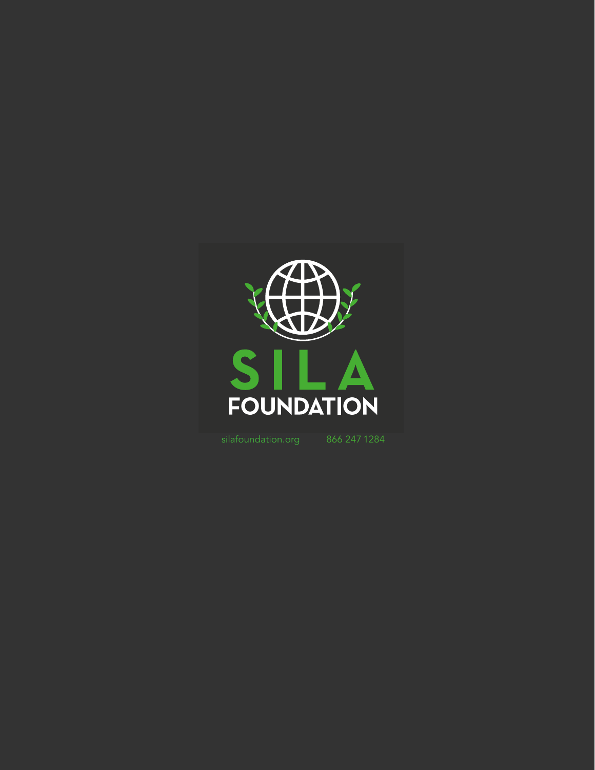SILA

FOUNDATION

silafoundation.org 866 247 1284